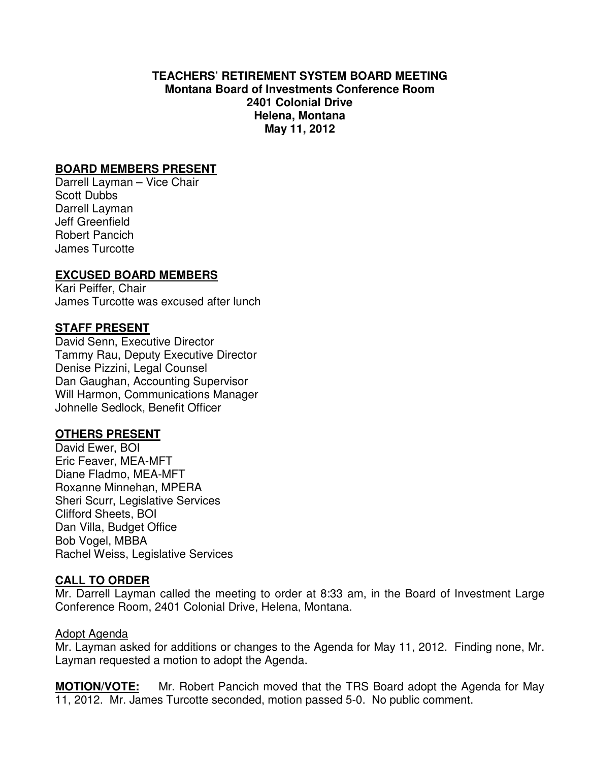**TEACHERS' RETIREMENT SYSTEM BOARD MEETING**
**Montana Board of Investments Conference Room**
**2401 Colonial Drive**
**Helena, Montana**
**May 11, 2012**

## BOARD MEMBERS PRESENT

Darrell Layman – Vice Chair
Scott Dubbs
Darrell Layman
Jeff Greenfield
Robert Pancich
James Turcotte

## EXCUSED BOARD MEMBERS

Kari Peiffer, Chair
James Turcotte was excused after lunch

## STAFF PRESENT

David Senn, Executive Director
Tammy Rau, Deputy Executive Director
Denise Pizzini, Legal Counsel
Dan Gaughan, Accounting Supervisor
Will Harmon, Communications Manager
Johnelle Sedlock, Benefit Officer

## OTHERS PRESENT

David Ewer, BOI
Eric Feaver, MEA-MFT
Diane Fladmo, MEA-MFT
Roxanne Minnehan, MPERA
Sheri Scurr, Legislative Services
Clifford Sheets, BOI
Dan Villa, Budget Office
Bob Vogel, MBBA
Rachel Weiss, Legislative Services

## CALL TO ORDER

Mr. Darrell Layman called the meeting to order at 8:33 am, in the Board of Investment Large Conference Room, 2401 Colonial Drive, Helena, Montana.

Adopt Agenda

Mr. Layman asked for additions or changes to the Agenda for May 11, 2012. Finding none, Mr. Layman requested a motion to adopt the Agenda.

**MOTION/VOTE:** Mr. Robert Pancich moved that the TRS Board adopt the Agenda for May 11, 2012. Mr. James Turcotte seconded, motion passed 5-0. No public comment.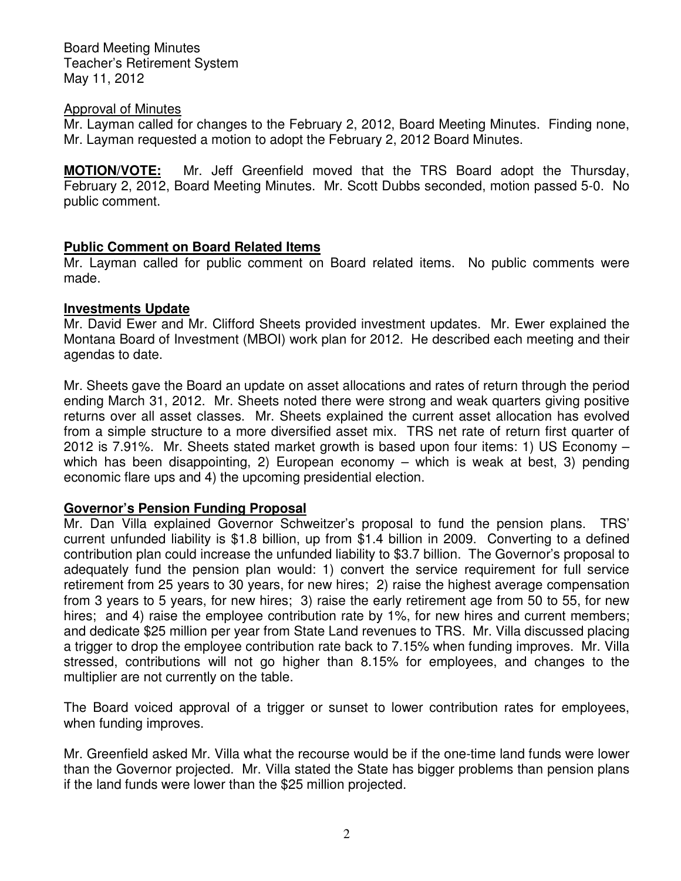Board Meeting Minutes
Teacher's Retirement System
May 11, 2012

Approval of Minutes

Mr. Layman called for changes to the February 2, 2012, Board Meeting Minutes. Finding none, Mr. Layman requested a motion to adopt the February 2, 2012 Board Minutes.

**MOTION/VOTE:** Mr. Jeff Greenfield moved that the TRS Board adopt the Thursday, February 2, 2012, Board Meeting Minutes. Mr. Scott Dubbs seconded, motion passed 5-0. No public comment.

## **Public Comment on Board Related Items**

Mr. Layman called for public comment on Board related items. No public comments were made.

## **Investments Update**

Mr. David Ewer and Mr. Clifford Sheets provided investment updates. Mr. Ewer explained the Montana Board of Investment (MBOI) work plan for 2012. He described each meeting and their agendas to date.

Mr. Sheets gave the Board an update on asset allocations and rates of return through the period ending March 31, 2012. Mr. Sheets noted there were strong and weak quarters giving positive returns over all asset classes. Mr. Sheets explained the current asset allocation has evolved from a simple structure to a more diversified asset mix. TRS net rate of return first quarter of 2012 is 7.91%. Mr. Sheets stated market growth is based upon four items: 1) US Economy – which has been disappointing, 2) European economy – which is weak at best, 3) pending economic flare ups and 4) the upcoming presidential election.

## **Governor's Pension Funding Proposal**

Mr. Dan Villa explained Governor Schweitzer's proposal to fund the pension plans. TRS' current unfunded liability is $1.8 billion, up from $1.4 billion in 2009. Converting to a defined contribution plan could increase the unfunded liability to $3.7 billion. The Governor's proposal to adequately fund the pension plan would: 1) convert the service requirement for full service retirement from 25 years to 30 years, for new hires; 2) raise the highest average compensation from 3 years to 5 years, for new hires; 3) raise the early retirement age from 50 to 55, for new hires; and 4) raise the employee contribution rate by 1%, for new hires and current members; and dedicate $25 million per year from State Land revenues to TRS. Mr. Villa discussed placing a trigger to drop the employee contribution rate back to 7.15% when funding improves. Mr. Villa stressed, contributions will not go higher than 8.15% for employees, and changes to the multiplier are not currently on the table.

The Board voiced approval of a trigger or sunset to lower contribution rates for employees, when funding improves.

Mr. Greenfield asked Mr. Villa what the recourse would be if the one-time land funds were lower than the Governor projected. Mr. Villa stated the State has bigger problems than pension plans if the land funds were lower than the $25 million projected.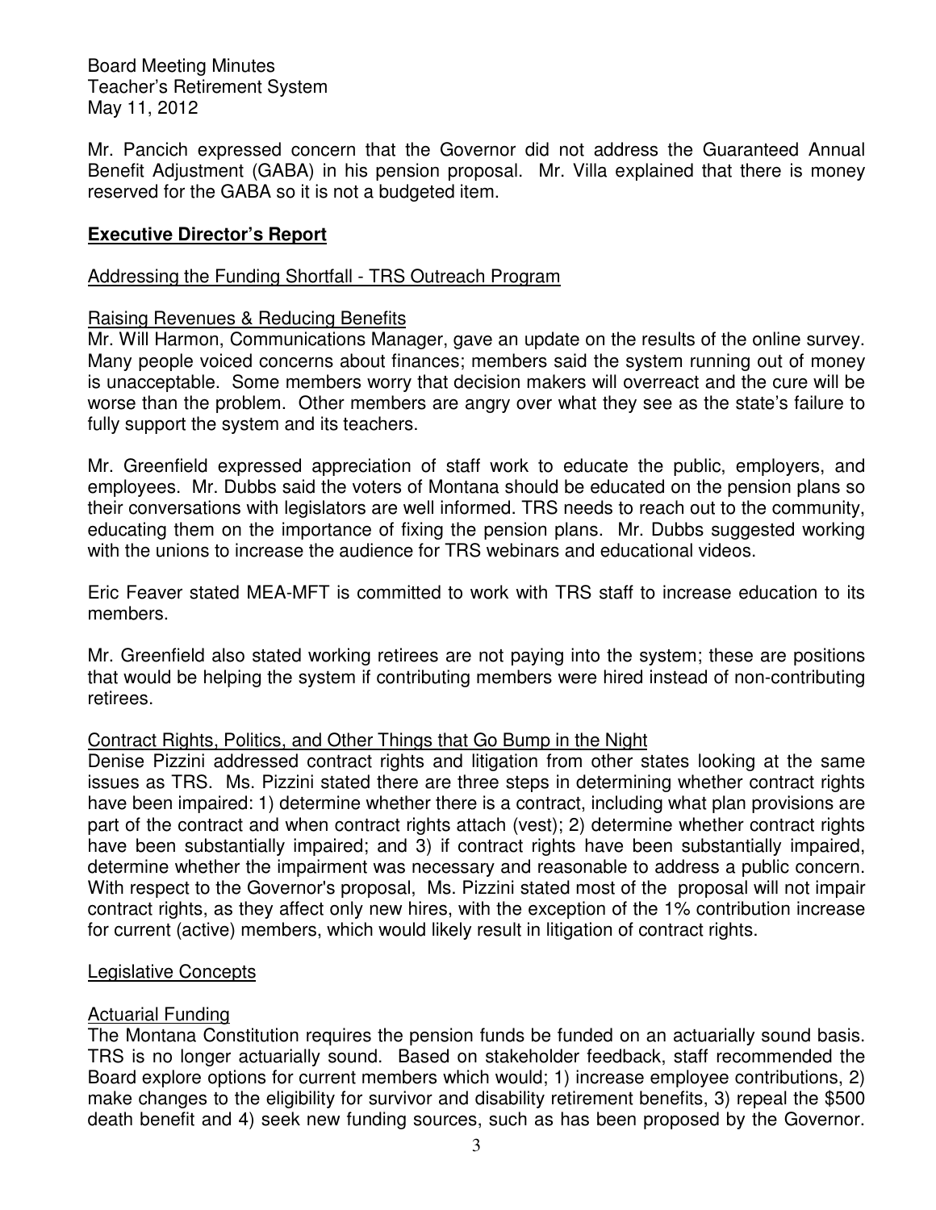Mr. Pancich expressed concern that the Governor did not address the Guaranteed Annual Benefit Adjustment (GABA) in his pension proposal. Mr. Villa explained that there is money reserved for the GABA so it is not a budgeted item.

## Executive Director's Report

### Addressing the Funding Shortfall - TRS Outreach Program

### Raising Revenues & Reducing Benefits

Mr. Will Harmon, Communications Manager, gave an update on the results of the online survey. Many people voiced concerns about finances; members said the system running out of money is unacceptable. Some members worry that decision makers will overreact and the cure will be worse than the problem. Other members are angry over what they see as the state's failure to fully support the system and its teachers.

Mr. Greenfield expressed appreciation of staff work to educate the public, employers, and employees. Mr. Dubbs said the voters of Montana should be educated on the pension plans so their conversations with legislators are well informed. TRS needs to reach out to the community, educating them on the importance of fixing the pension plans. Mr. Dubbs suggested working with the unions to increase the audience for TRS webinars and educational videos.

Eric Feaver stated MEA-MFT is committed to work with TRS staff to increase education to its members.

Mr. Greenfield also stated working retirees are not paying into the system; these are positions that would be helping the system if contributing members were hired instead of non-contributing retirees.

### Contract Rights, Politics, and Other Things that Go Bump in the Night

Denise Pizzini addressed contract rights and litigation from other states looking at the same issues as TRS. Ms. Pizzini stated there are three steps in determining whether contract rights have been impaired: 1) determine whether there is a contract, including what plan provisions are part of the contract and when contract rights attach (vest); 2) determine whether contract rights have been substantially impaired; and 3) if contract rights have been substantially impaired, determine whether the impairment was necessary and reasonable to address a public concern. With respect to the Governor's proposal, Ms. Pizzini stated most of the proposal will not impair contract rights, as they affect only new hires, with the exception of the 1% contribution increase for current (active) members, which would likely result in litigation of contract rights.

### Legislative Concepts

### Actuarial Funding

The Montana Constitution requires the pension funds be funded on an actuarially sound basis. TRS is no longer actuarially sound. Based on stakeholder feedback, staff recommended the Board explore options for current members which would; 1) increase employee contributions, 2) make changes to the eligibility for survivor and disability retirement benefits, 3) repeal the $500 death benefit and 4) seek new funding sources, such as has been proposed by the Governor.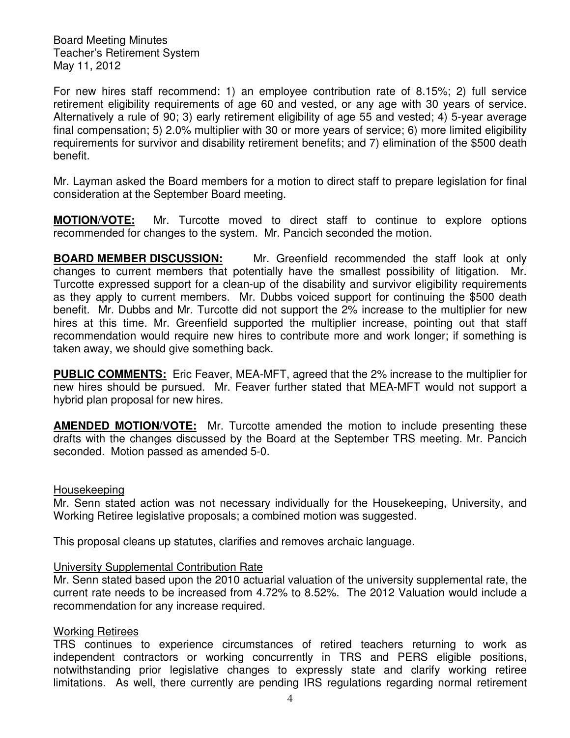For new hires staff recommend: 1) an employee contribution rate of 8.15%; 2) full service retirement eligibility requirements of age 60 and vested, or any age with 30 years of service. Alternatively a rule of 90; 3) early retirement eligibility of age 55 and vested; 4) 5-year average final compensation; 5) 2.0% multiplier with 30 or more years of service; 6) more limited eligibility requirements for survivor and disability retirement benefits; and 7) elimination of the $500 death benefit.

Mr. Layman asked the Board members for a motion to direct staff to prepare legislation for final consideration at the September Board meeting.

**MOTION/VOTE:** Mr. Turcotte moved to direct staff to continue to explore options recommended for changes to the system. Mr. Pancich seconded the motion.

**BOARD MEMBER DISCUSSION:** Mr. Greenfield recommended the staff look at only changes to current members that potentially have the smallest possibility of litigation. Mr. Turcotte expressed support for a clean-up of the disability and survivor eligibility requirements as they apply to current members. Mr. Dubbs voiced support for continuing the $500 death benefit. Mr. Dubbs and Mr. Turcotte did not support the 2% increase to the multiplier for new hires at this time. Mr. Greenfield supported the multiplier increase, pointing out that staff recommendation would require new hires to contribute more and work longer; if something is taken away, we should give something back.

**PUBLIC COMMENTS:** Eric Feaver, MEA-MFT, agreed that the 2% increase to the multiplier for new hires should be pursued. Mr. Feaver further stated that MEA-MFT would not support a hybrid plan proposal for new hires.

**AMENDED MOTION/VOTE:** Mr. Turcotte amended the motion to include presenting these drafts with the changes discussed by the Board at the September TRS meeting. Mr. Pancich seconded. Motion passed as amended 5-0.

Housekeeping

Mr. Senn stated action was not necessary individually for the Housekeeping, University, and Working Retiree legislative proposals; a combined motion was suggested.

This proposal cleans up statutes, clarifies and removes archaic language.

University Supplemental Contribution Rate

Mr. Senn stated based upon the 2010 actuarial valuation of the university supplemental rate, the current rate needs to be increased from 4.72% to 8.52%. The 2012 Valuation would include a recommendation for any increase required.

Working Retirees

TRS continues to experience circumstances of retired teachers returning to work as independent contractors or working concurrently in TRS and PERS eligible positions, notwithstanding prior legislative changes to expressly state and clarify working retiree limitations. As well, there currently are pending IRS regulations regarding normal retirement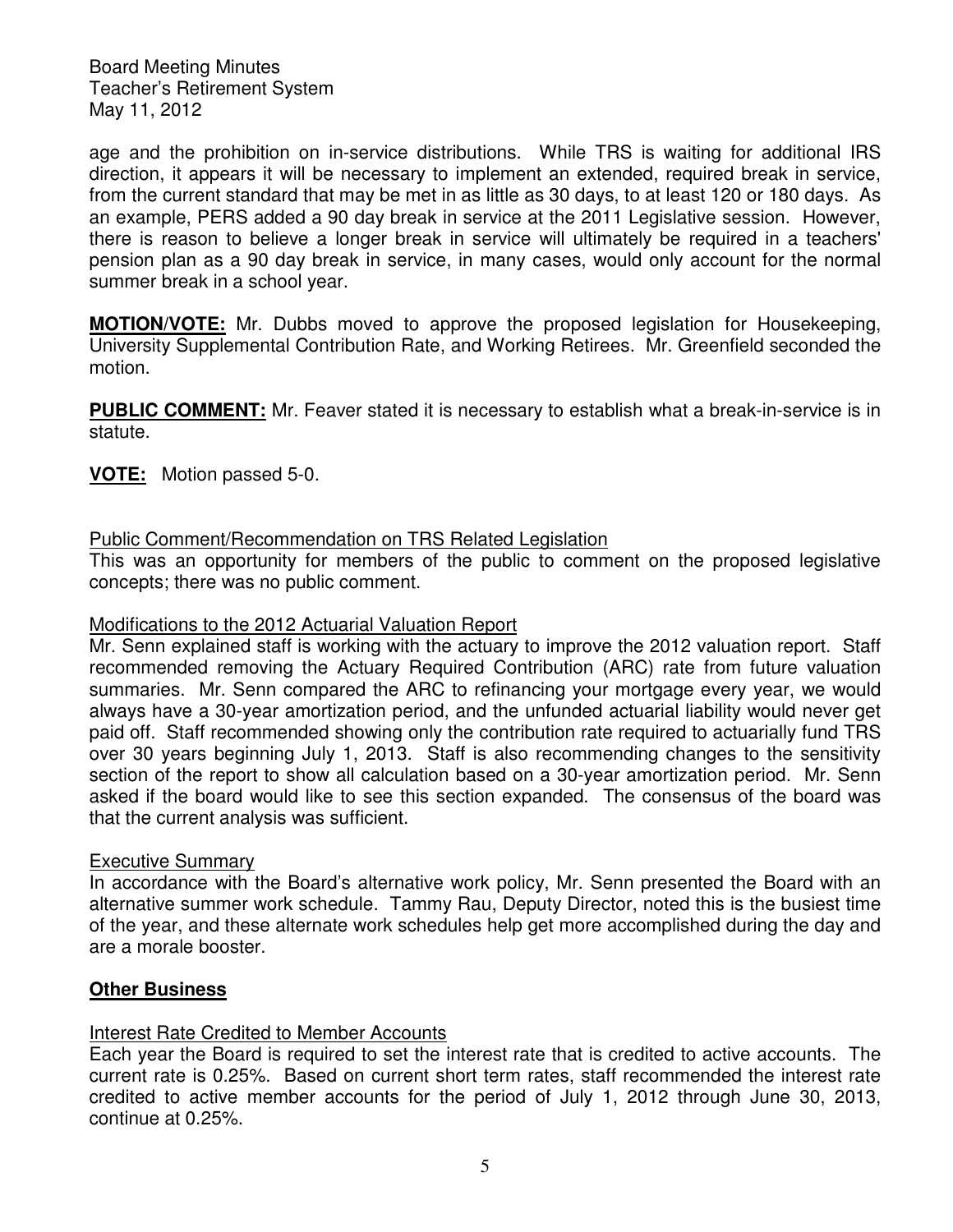age and the prohibition on in-service distributions. While TRS is waiting for additional IRS direction, it appears it will be necessary to implement an extended, required break in service, from the current standard that may be met in as little as 30 days, to at least 120 or 180 days. As an example, PERS added a 90 day break in service at the 2011 Legislative session. However, there is reason to believe a longer break in service will ultimately be required in a teachers' pension plan as a 90 day break in service, in many cases, would only account for the normal summer break in a school year.

**MOTION/VOTE:** Mr. Dubbs moved to approve the proposed legislation for Housekeeping, University Supplemental Contribution Rate, and Working Retirees. Mr. Greenfield seconded the motion.

**PUBLIC COMMENT:** Mr. Feaver stated it is necessary to establish what a break-in-service is in statute.

**VOTE:** Motion passed 5-0.

Public Comment/Recommendation on TRS Related Legislation

This was an opportunity for members of the public to comment on the proposed legislative concepts; there was no public comment.

Modifications to the 2012 Actuarial Valuation Report

Mr. Senn explained staff is working with the actuary to improve the 2012 valuation report. Staff recommended removing the Actuary Required Contribution (ARC) rate from future valuation summaries. Mr. Senn compared the ARC to refinancing your mortgage every year, we would always have a 30-year amortization period, and the unfunded actuarial liability would never get paid off. Staff recommended showing only the contribution rate required to actuarially fund TRS over 30 years beginning July 1, 2013. Staff is also recommending changes to the sensitivity section of the report to show all calculation based on a 30-year amortization period. Mr. Senn asked if the board would like to see this section expanded. The consensus of the board was that the current analysis was sufficient.

Executive Summary

In accordance with the Board's alternative work policy, Mr. Senn presented the Board with an alternative summer work schedule. Tammy Rau, Deputy Director, noted this is the busiest time of the year, and these alternate work schedules help get more accomplished during the day and are a morale booster.

## Other Business

Interest Rate Credited to Member Accounts

Each year the Board is required to set the interest rate that is credited to active accounts. The current rate is 0.25%. Based on current short term rates, staff recommended the interest rate credited to active member accounts for the period of July 1, 2012 through June 30, 2013, continue at 0.25%.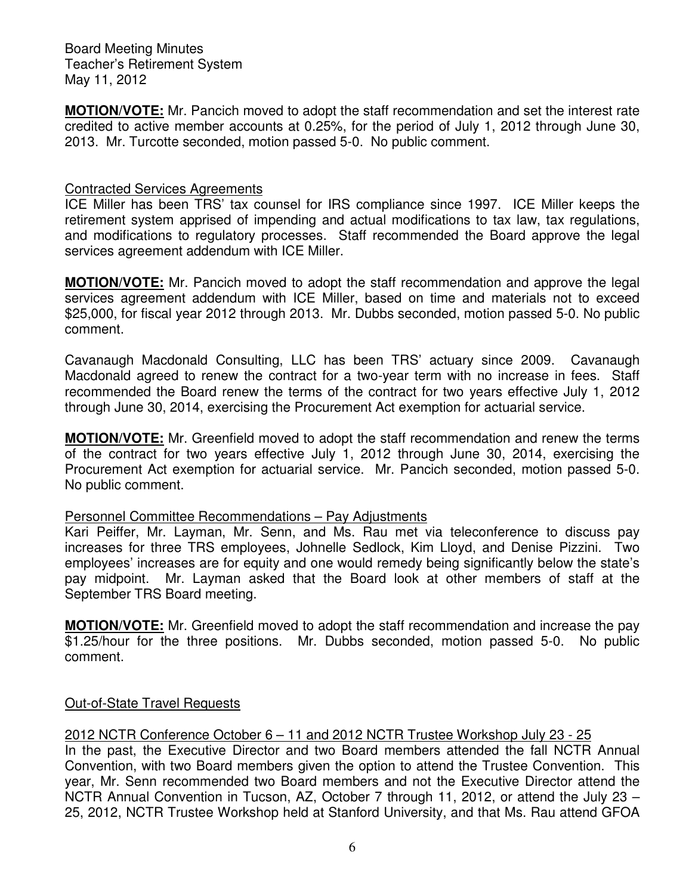**MOTION/VOTE:** Mr. Pancich moved to adopt the staff recommendation and set the interest rate credited to active member accounts at 0.25%, for the period of July 1, 2012 through June 30, 2013. Mr. Turcotte seconded, motion passed 5-0. No public comment.

Contracted Services Agreements

ICE Miller has been TRS' tax counsel for IRS compliance since 1997. ICE Miller keeps the retirement system apprised of impending and actual modifications to tax law, tax regulations, and modifications to regulatory processes. Staff recommended the Board approve the legal services agreement addendum with ICE Miller.

**MOTION/VOTE:** Mr. Pancich moved to adopt the staff recommendation and approve the legal services agreement addendum with ICE Miller, based on time and materials not to exceed $25,000, for fiscal year 2012 through 2013. Mr. Dubbs seconded, motion passed 5-0. No public comment.

Cavanaugh Macdonald Consulting, LLC has been TRS' actuary since 2009. Cavanaugh Macdonald agreed to renew the contract for a two-year term with no increase in fees. Staff recommended the Board renew the terms of the contract for two years effective July 1, 2012 through June 30, 2014, exercising the Procurement Act exemption for actuarial service.

**MOTION/VOTE:** Mr. Greenfield moved to adopt the staff recommendation and renew the terms of the contract for two years effective July 1, 2012 through June 30, 2014, exercising the Procurement Act exemption for actuarial service. Mr. Pancich seconded, motion passed 5-0. No public comment.

Personnel Committee Recommendations – Pay Adjustments

Kari Peiffer, Mr. Layman, Mr. Senn, and Ms. Rau met via teleconference to discuss pay increases for three TRS employees, Johnelle Sedlock, Kim Lloyd, and Denise Pizzini. Two employees' increases are for equity and one would remedy being significantly below the state's pay midpoint. Mr. Layman asked that the Board look at other members of staff at the September TRS Board meeting.

**MOTION/VOTE:** Mr. Greenfield moved to adopt the staff recommendation and increase the pay $1.25/hour for the three positions. Mr. Dubbs seconded, motion passed 5-0. No public comment.

Out-of-State Travel Requests

2012 NCTR Conference October 6 – 11 and 2012 NCTR Trustee Workshop July 23 - 25

In the past, the Executive Director and two Board members attended the fall NCTR Annual Convention, with two Board members given the option to attend the Trustee Convention. This year, Mr. Senn recommended two Board members and not the Executive Director attend the NCTR Annual Convention in Tucson, AZ, October 7 through 11, 2012, or attend the July 23 – 25, 2012, NCTR Trustee Workshop held at Stanford University, and that Ms. Rau attend GFOA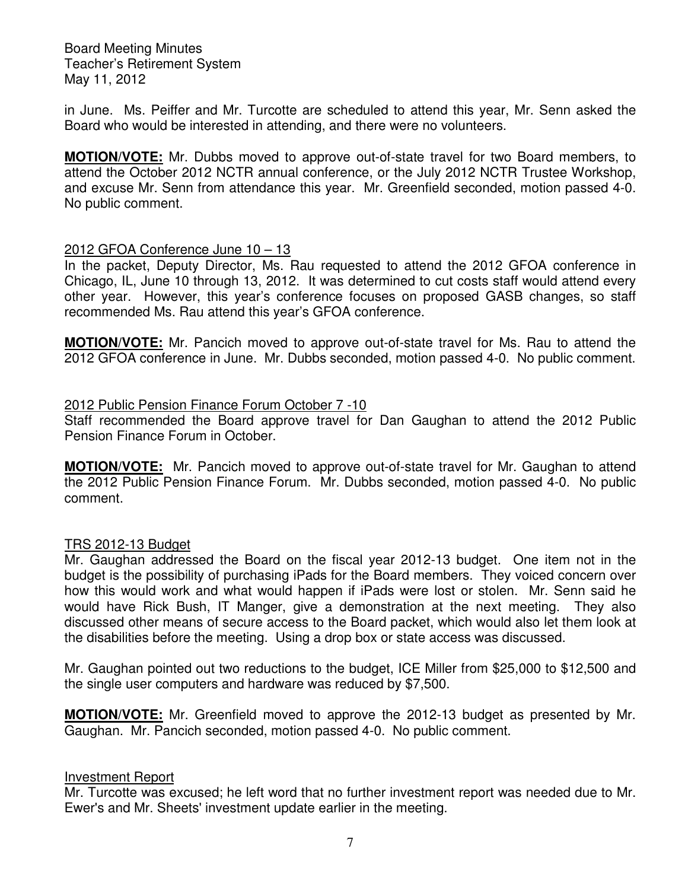in June. Ms. Peiffer and Mr. Turcotte are scheduled to attend this year, Mr. Senn asked the Board who would be interested in attending, and there were no volunteers.

**MOTION/VOTE:** Mr. Dubbs moved to approve out-of-state travel for two Board members, to attend the October 2012 NCTR annual conference, or the July 2012 NCTR Trustee Workshop, and excuse Mr. Senn from attendance this year. Mr. Greenfield seconded, motion passed 4-0. No public comment.

2012 GFOA Conference June 10 – 13

In the packet, Deputy Director, Ms. Rau requested to attend the 2012 GFOA conference in Chicago, IL, June 10 through 13, 2012. It was determined to cut costs staff would attend every other year. However, this year's conference focuses on proposed GASB changes, so staff recommended Ms. Rau attend this year's GFOA conference.

**MOTION/VOTE:** Mr. Pancich moved to approve out-of-state travel for Ms. Rau to attend the 2012 GFOA conference in June. Mr. Dubbs seconded, motion passed 4-0. No public comment.

2012 Public Pension Finance Forum October 7 -10

Staff recommended the Board approve travel for Dan Gaughan to attend the 2012 Public Pension Finance Forum in October.

**MOTION/VOTE:** Mr. Pancich moved to approve out-of-state travel for Mr. Gaughan to attend the 2012 Public Pension Finance Forum. Mr. Dubbs seconded, motion passed 4-0. No public comment.

TRS 2012-13 Budget

Mr. Gaughan addressed the Board on the fiscal year 2012-13 budget. One item not in the budget is the possibility of purchasing iPads for the Board members. They voiced concern over how this would work and what would happen if iPads were lost or stolen. Mr. Senn said he would have Rick Bush, IT Manger, give a demonstration at the next meeting. They also discussed other means of secure access to the Board packet, which would also let them look at the disabilities before the meeting. Using a drop box or state access was discussed.

Mr. Gaughan pointed out two reductions to the budget, ICE Miller from $25,000 to $12,500 and the single user computers and hardware was reduced by $7,500.

**MOTION/VOTE:** Mr. Greenfield moved to approve the 2012-13 budget as presented by Mr. Gaughan. Mr. Pancich seconded, motion passed 4-0. No public comment.

Investment Report

Mr. Turcotte was excused; he left word that no further investment report was needed due to Mr. Ewer's and Mr. Sheets' investment update earlier in the meeting.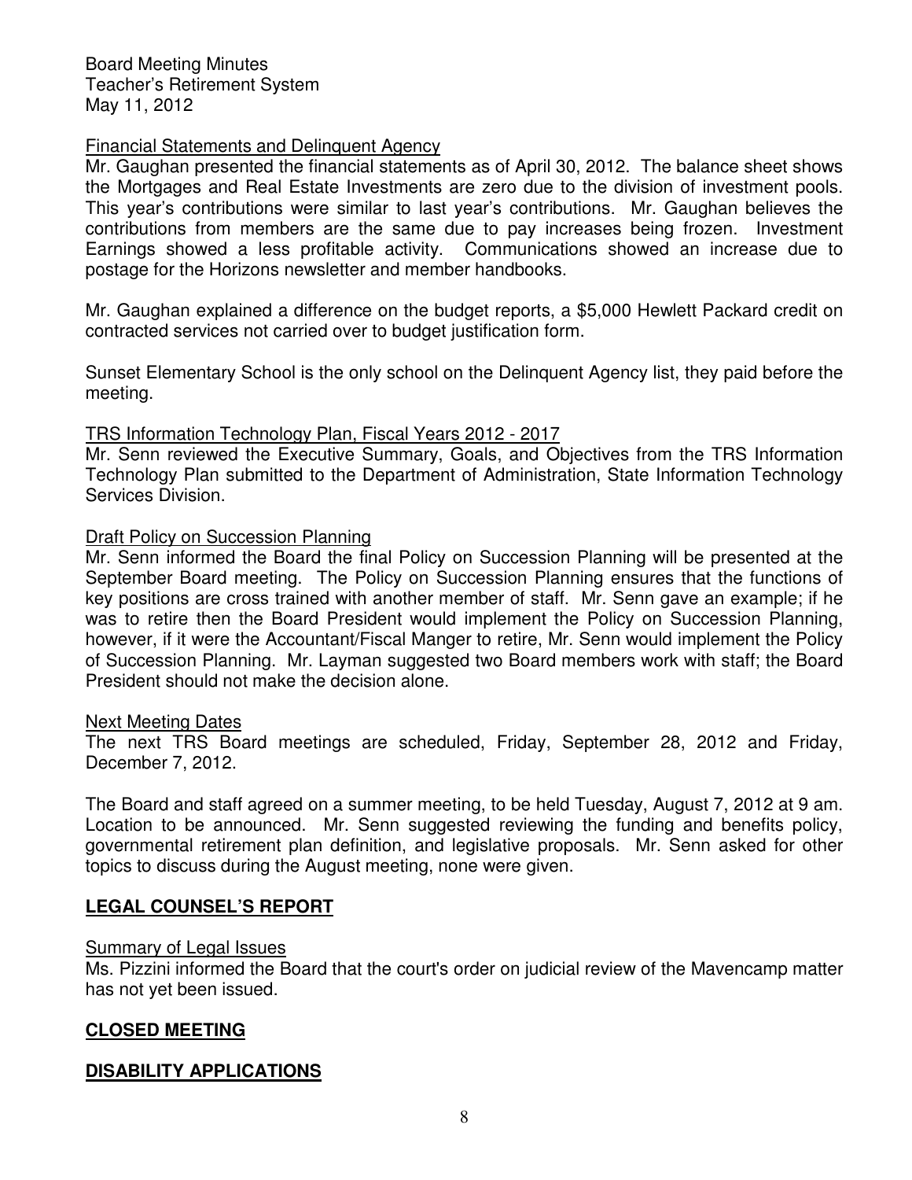Board Meeting Minutes
Teacher's Retirement System
May 11, 2012

Financial Statements and Delinquent Agency

Mr. Gaughan presented the financial statements as of April 30, 2012. The balance sheet shows the Mortgages and Real Estate Investments are zero due to the division of investment pools. This year's contributions were similar to last year's contributions. Mr. Gaughan believes the contributions from members are the same due to pay increases being frozen. Investment Earnings showed a less profitable activity. Communications showed an increase due to postage for the Horizons newsletter and member handbooks.

Mr. Gaughan explained a difference on the budget reports, a $5,000 Hewlett Packard credit on contracted services not carried over to budget justification form.

Sunset Elementary School is the only school on the Delinquent Agency list, they paid before the meeting.

TRS Information Technology Plan, Fiscal Years 2012 - 2017

Mr. Senn reviewed the Executive Summary, Goals, and Objectives from the TRS Information Technology Plan submitted to the Department of Administration, State Information Technology Services Division.

Draft Policy on Succession Planning

Mr. Senn informed the Board the final Policy on Succession Planning will be presented at the September Board meeting. The Policy on Succession Planning ensures that the functions of key positions are cross trained with another member of staff. Mr. Senn gave an example; if he was to retire then the Board President would implement the Policy on Succession Planning, however, if it were the Accountant/Fiscal Manger to retire, Mr. Senn would implement the Policy of Succession Planning. Mr. Layman suggested two Board members work with staff; the Board President should not make the decision alone.

Next Meeting Dates

The next TRS Board meetings are scheduled, Friday, September 28, 2012 and Friday, December 7, 2012.

The Board and staff agreed on a summer meeting, to be held Tuesday, August 7, 2012 at 9 am. Location to be announced. Mr. Senn suggested reviewing the funding and benefits policy, governmental retirement plan definition, and legislative proposals. Mr. Senn asked for other topics to discuss during the August meeting, none were given.

## LEGAL COUNSEL'S REPORT

Summary of Legal Issues

Ms. Pizzini informed the Board that the court's order on judicial review of the Mavencamp matter has not yet been issued.

## CLOSED MEETING

## DISABILITY APPLICATIONS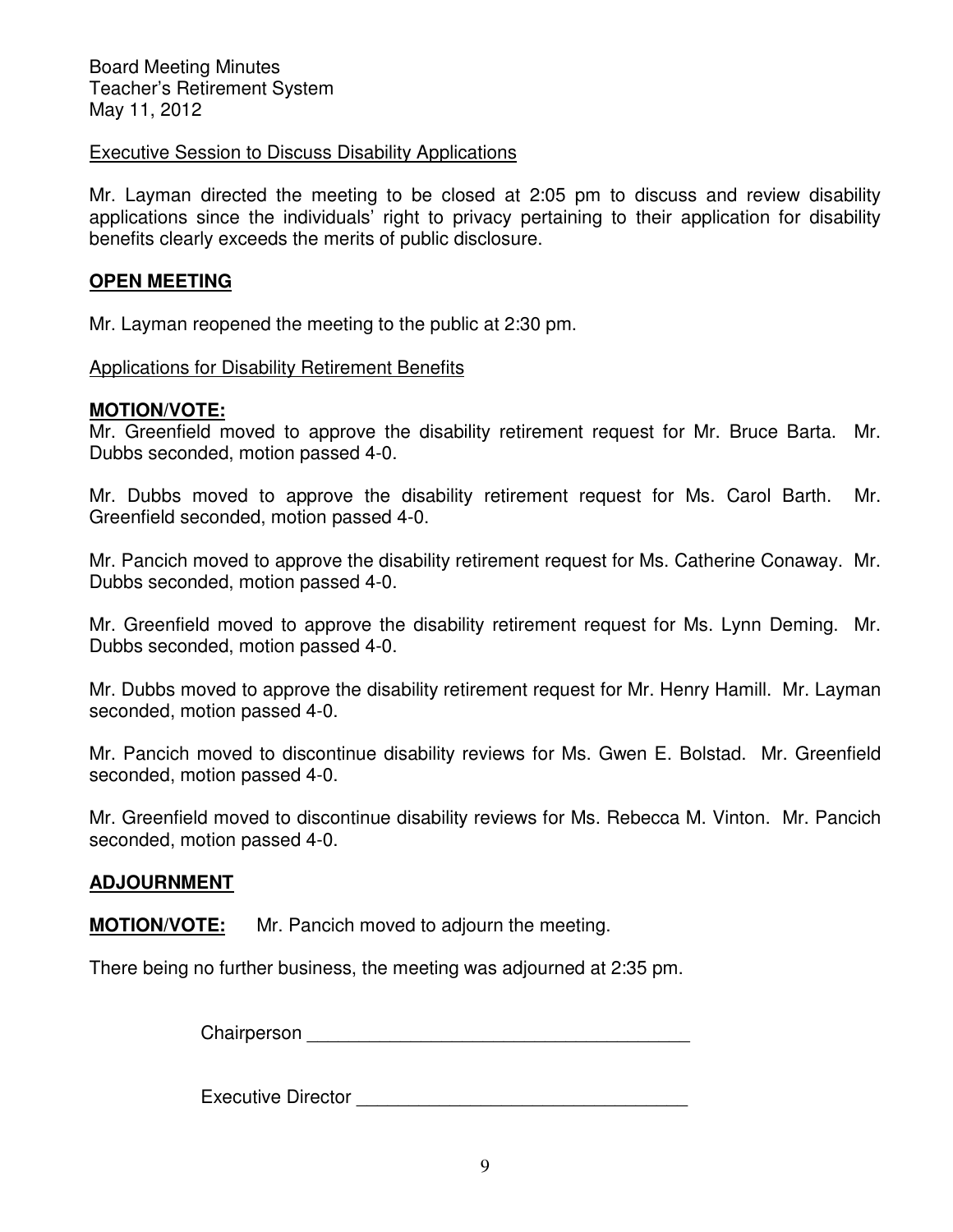Executive Session to Discuss Disability Applications

Mr. Layman directed the meeting to be closed at 2:05 pm to discuss and review disability applications since the individuals' right to privacy pertaining to their application for disability benefits clearly exceeds the merits of public disclosure.

## **OPEN MEETING**

Mr. Layman reopened the meeting to the public at 2:30 pm.

Applications for Disability Retirement Benefits

**MOTION/VOTE:**
Mr. Greenfield moved to approve the disability retirement request for Mr. Bruce Barta. Mr. Dubbs seconded, motion passed 4-0.

Mr. Dubbs moved to approve the disability retirement request for Ms. Carol Barth. Mr. Greenfield seconded, motion passed 4-0.

Mr. Pancich moved to approve the disability retirement request for Ms. Catherine Conaway. Mr. Dubbs seconded, motion passed 4-0.

Mr. Greenfield moved to approve the disability retirement request for Ms. Lynn Deming. Mr. Dubbs seconded, motion passed 4-0.

Mr. Dubbs moved to approve the disability retirement request for Mr. Henry Hamill. Mr. Layman seconded, motion passed 4-0.

Mr. Pancich moved to discontinue disability reviews for Ms. Gwen E. Bolstad. Mr. Greenfield seconded, motion passed 4-0.

Mr. Greenfield moved to discontinue disability reviews for Ms. Rebecca M. Vinton. Mr. Pancich seconded, motion passed 4-0.

## **ADJOURNMENT**

**MOTION/VOTE:** Mr. Pancich moved to adjourn the meeting.

There being no further business, the meeting was adjourned at 2:35 pm.

Chairperson ______________________________________

Executive Director ________________________________